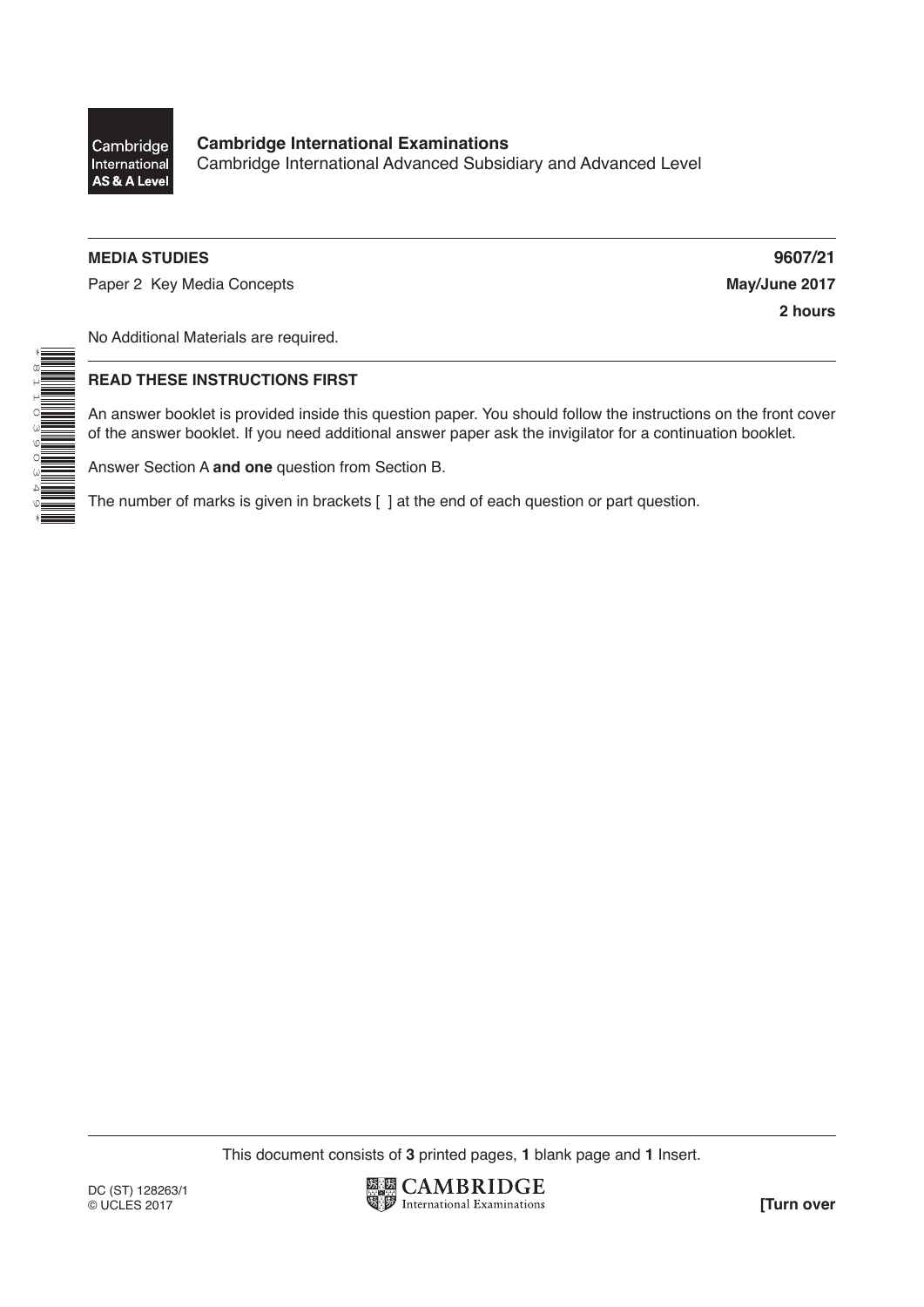**Cambridge International Examinations**
Cambridge International Advanced Subsidiary and Advanced Level

**MEDIA STUDIES** **9607/21**

Paper 2 Key Media Concepts **May/June 2017**

**2 hours**

No Additional Materials are required.

**READ THESE INSTRUCTIONS FIRST**

An answer booklet is provided inside this question paper. You should follow the instructions on the front cover of the answer booklet. If you need additional answer paper ask the invigilator for a continuation booklet.

Answer Section A **and one** question from Section B.

The number of marks is given in brackets [ ] at the end of each question or part question.

This document consists of **3** printed pages, **1** blank page and **1** Insert.

DC (ST) 128263/1
© UCLES 2017

**[Turn over**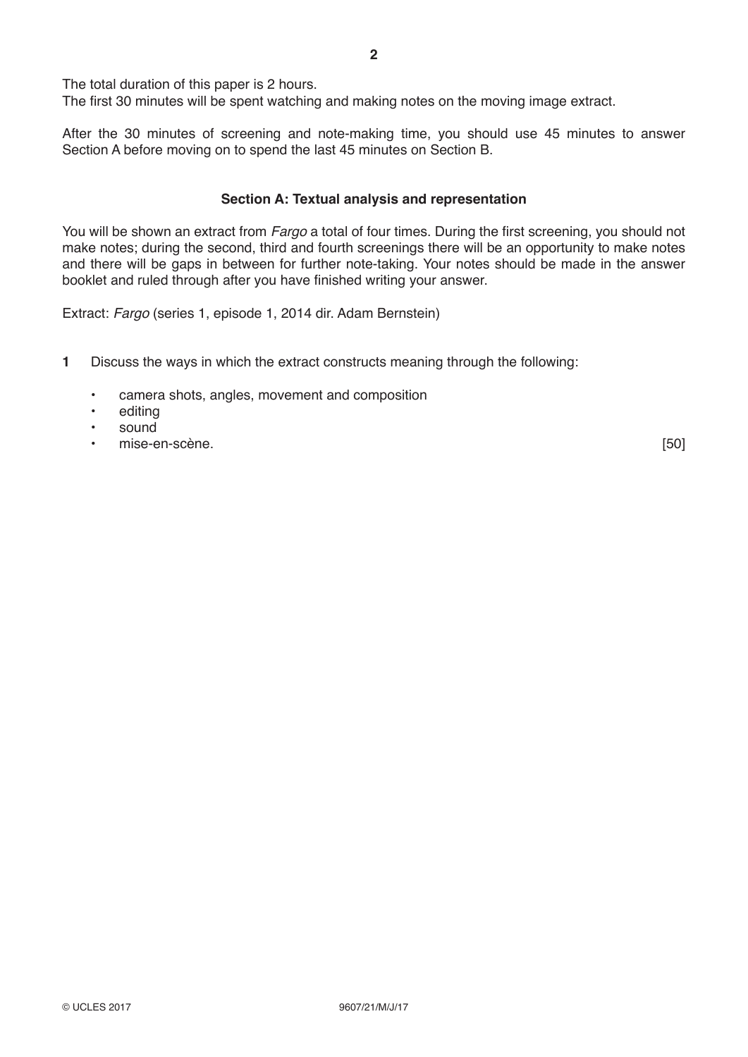The total duration of this paper is 2 hours.
The first 30 minutes will be spent watching and making notes on the moving image extract.

After the 30 minutes of screening and note-making time, you should use 45 minutes to answer Section A before moving on to spend the last 45 minutes on Section B.

## Section A: Textual analysis and representation

You will be shown an extract from *Fargo* a total of four times. During the first screening, you should not make notes; during the second, third and fourth screenings there will be an opportunity to make notes and there will be gaps in between for further note-taking. Your notes should be made in the answer booklet and ruled through after you have finished writing your answer.

Extract: *Fargo* (series 1, episode 1, 2014 dir. Adam Bernstein)

**1** Discuss the ways in which the extract constructs meaning through the following:

- camera shots, angles, movement and composition
- editing
- sound
- mise-en-scène. [50]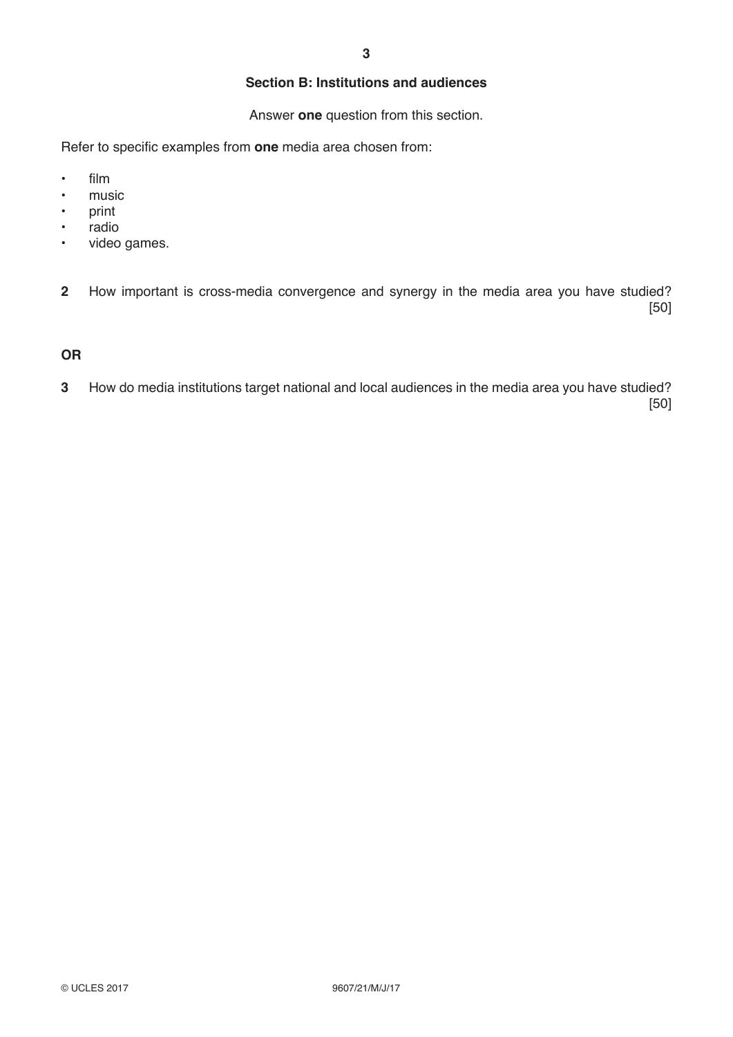## Section B: Institutions and audiences

Answer **one** question from this section.

Refer to specific examples from **one** media area chosen from:

- film
- music
- print
- radio
- video games.

**2** How important is cross-media convergence and synergy in the media area you have studied? [50]

**OR**

**3** How do media institutions target national and local audiences in the media area you have studied? [50]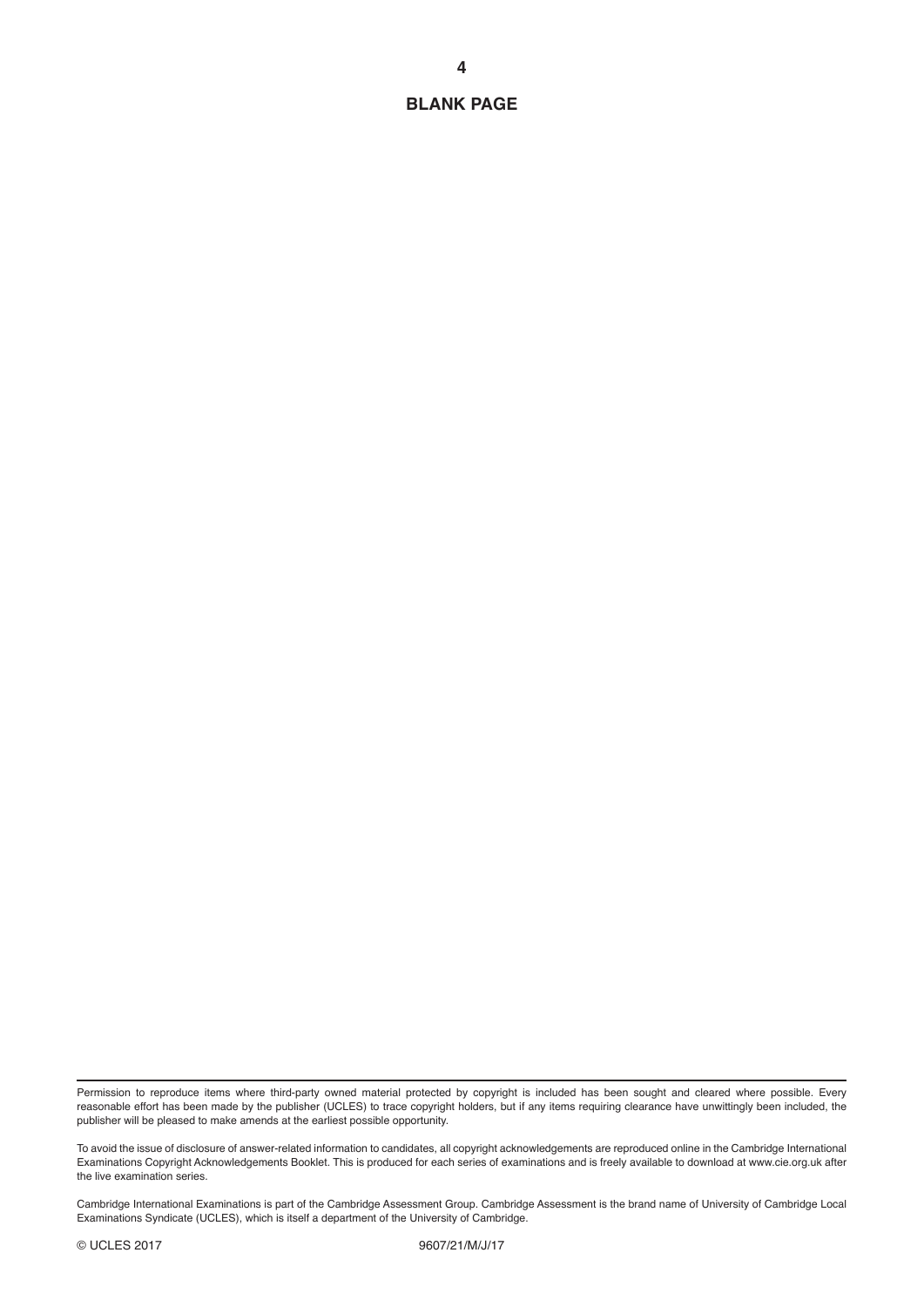**BLANK PAGE**

Permission to reproduce items where third-party owned material protected by copyright is included has been sought and cleared where possible. Every reasonable effort has been made by the publisher (UCLES) to trace copyright holders, but if any items requiring clearance have unwittingly been included, the publisher will be pleased to make amends at the earliest possible opportunity.

To avoid the issue of disclosure of answer-related information to candidates, all copyright acknowledgements are reproduced online in the Cambridge International Examinations Copyright Acknowledgements Booklet. This is produced for each series of examinations and is freely available to download at www.cie.org.uk after the live examination series.

Cambridge International Examinations is part of the Cambridge Assessment Group. Cambridge Assessment is the brand name of University of Cambridge Local Examinations Syndicate (UCLES), which is itself a department of the University of Cambridge.